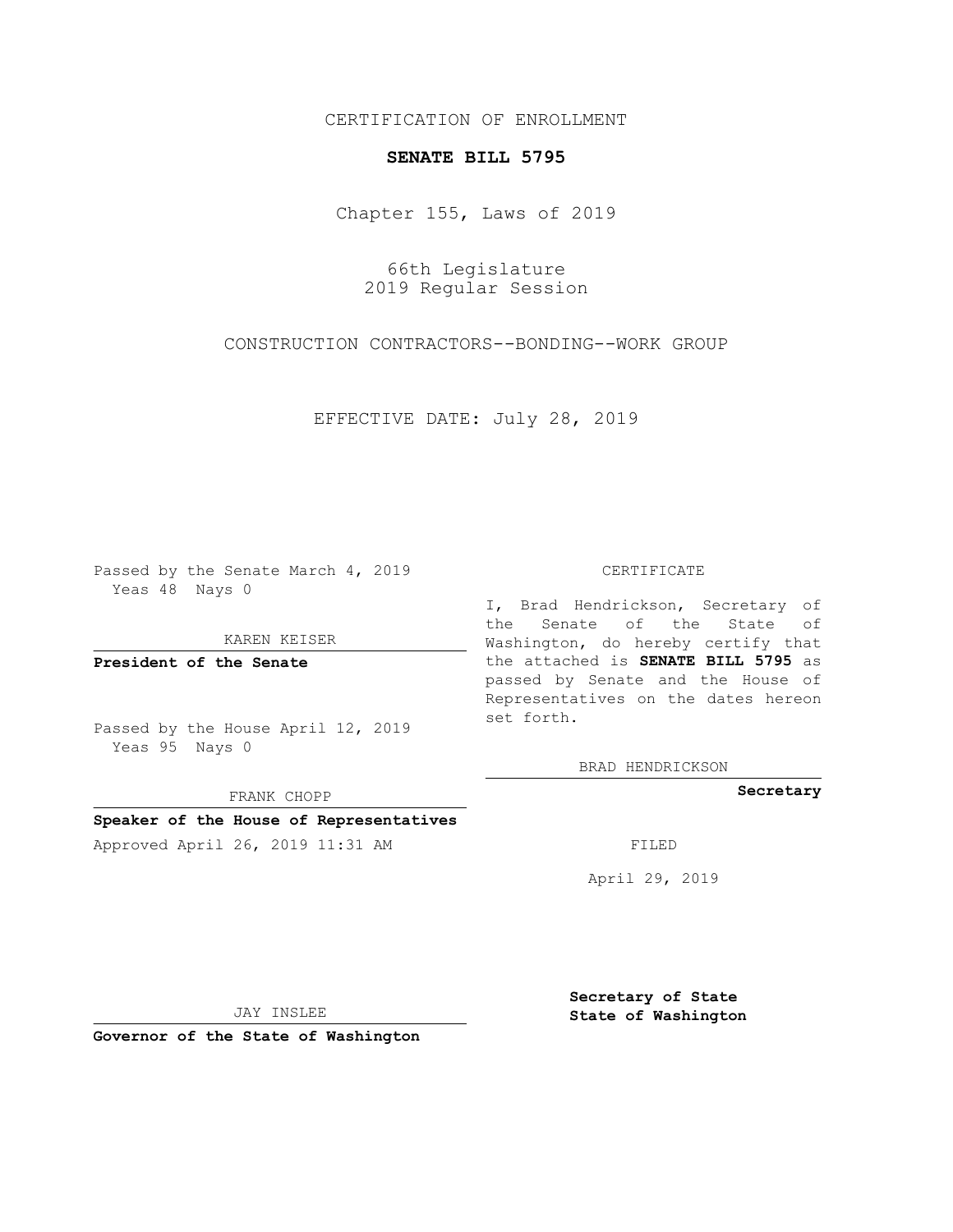CERTIFICATION OF ENROLLMENT

**SENATE BILL 5795**

Chapter 155, Laws of 2019

66th Legislature
2019 Regular Session

CONSTRUCTION CONTRACTORS--BONDING--WORK GROUP

EFFECTIVE DATE: July 28, 2019

Passed by the Senate March 4, 2019
Yeas 48 Nays 0

KAREN KEISER

**President of the Senate**

Passed by the House April 12, 2019
Yeas 95 Nays 0

FRANK CHOPP

**Speaker of the House of Representatives**

Approved April 26, 2019 11:31 AM

JAY INSLEE

**Governor of the State of Washington**

CERTIFICATE

I, Brad Hendrickson, Secretary of the Senate of the State of Washington, do hereby certify that the attached is **SENATE BILL 5795** as passed by Senate and the House of Representatives on the dates hereon set forth.

BRAD HENDRICKSON

**Secretary**

FILED

April 29, 2019

**Secretary of State**
**State of Washington**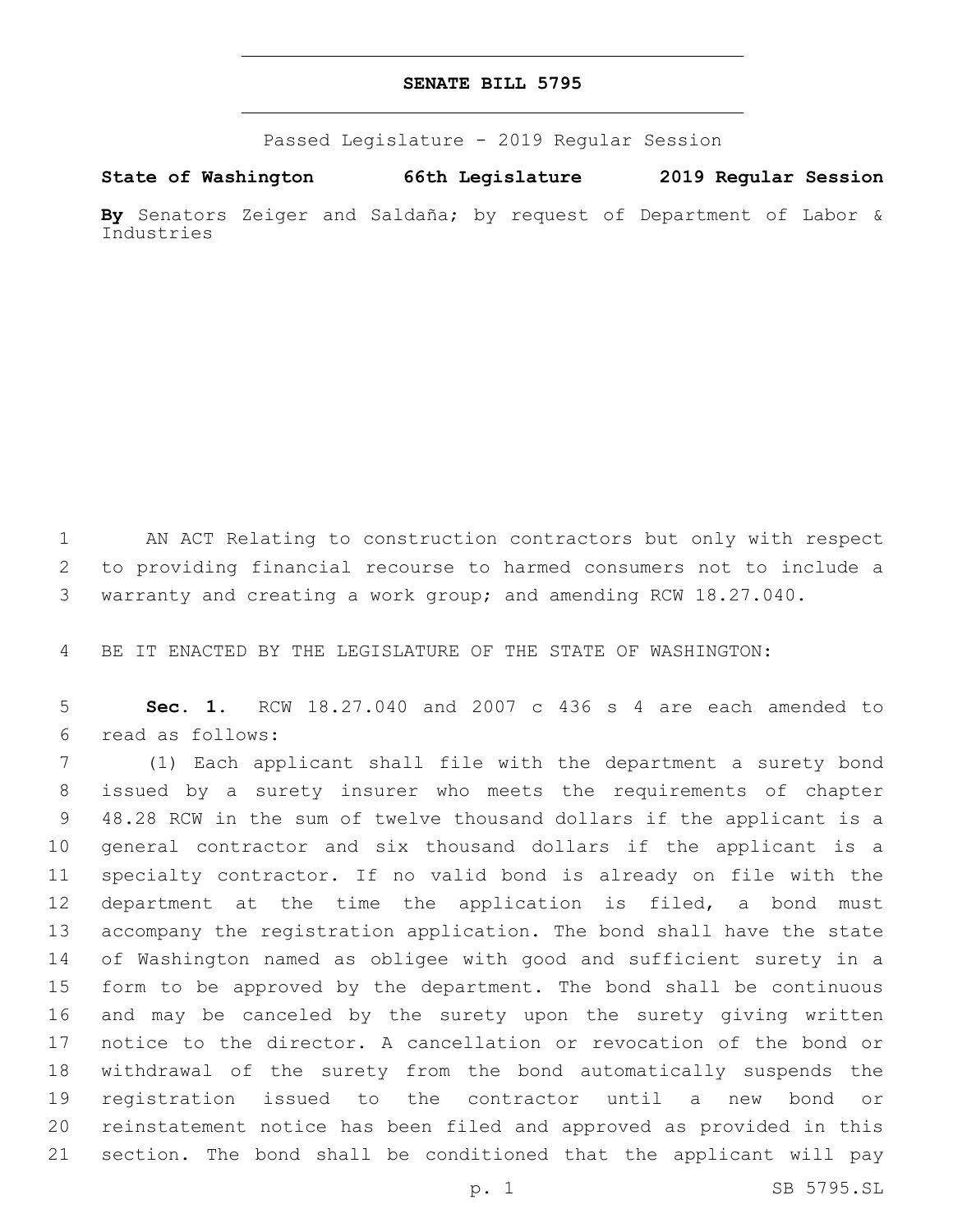# SENATE BILL 5795

Passed Legislature - 2019 Regular Session

**State of Washington 66th Legislature 2019 Regular Session**

**By** Senators Zeiger and Saldaña; by request of Department of Labor & Industries

AN ACT Relating to construction contractors but only with respect to providing financial recourse to harmed consumers not to include a warranty and creating a work group; and amending RCW 18.27.040.

BE IT ENACTED BY THE LEGISLATURE OF THE STATE OF WASHINGTON:

**Sec. 1.** RCW 18.27.040 and 2007 c 436 s 4 are each amended to read as follows:

(1) Each applicant shall file with the department a surety bond issued by a surety insurer who meets the requirements of chapter 48.28 RCW in the sum of twelve thousand dollars if the applicant is a general contractor and six thousand dollars if the applicant is a specialty contractor. If no valid bond is already on file with the department at the time the application is filed, a bond must accompany the registration application. The bond shall have the state of Washington named as obligee with good and sufficient surety in a form to be approved by the department. The bond shall be continuous and may be canceled by the surety upon the surety giving written notice to the director. A cancellation or revocation of the bond or withdrawal of the surety from the bond automatically suspends the registration issued to the contractor until a new bond or reinstatement notice has been filed and approved as provided in this section. The bond shall be conditioned that the applicant will pay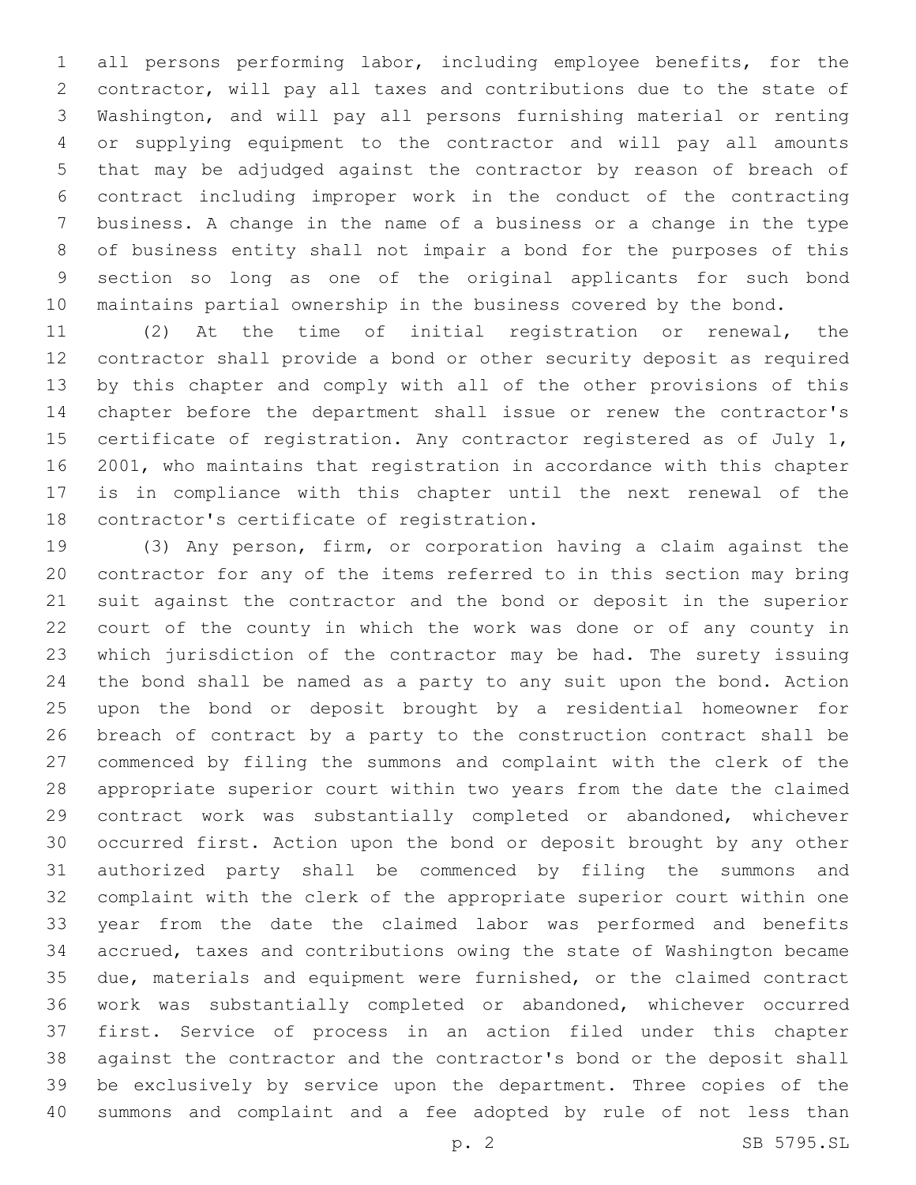all persons performing labor, including employee benefits, for the contractor, will pay all taxes and contributions due to the state of Washington, and will pay all persons furnishing material or renting or supplying equipment to the contractor and will pay all amounts that may be adjudged against the contractor by reason of breach of contract including improper work in the conduct of the contracting business. A change in the name of a business or a change in the type of business entity shall not impair a bond for the purposes of this section so long as one of the original applicants for such bond maintains partial ownership in the business covered by the bond.

(2) At the time of initial registration or renewal, the contractor shall provide a bond or other security deposit as required by this chapter and comply with all of the other provisions of this chapter before the department shall issue or renew the contractor's certificate of registration. Any contractor registered as of July 1, 2001, who maintains that registration in accordance with this chapter is in compliance with this chapter until the next renewal of the contractor's certificate of registration.

(3) Any person, firm, or corporation having a claim against the contractor for any of the items referred to in this section may bring suit against the contractor and the bond or deposit in the superior court of the county in which the work was done or of any county in which jurisdiction of the contractor may be had. The surety issuing the bond shall be named as a party to any suit upon the bond. Action upon the bond or deposit brought by a residential homeowner for breach of contract by a party to the construction contract shall be commenced by filing the summons and complaint with the clerk of the appropriate superior court within two years from the date the claimed contract work was substantially completed or abandoned, whichever occurred first. Action upon the bond or deposit brought by any other authorized party shall be commenced by filing the summons and complaint with the clerk of the appropriate superior court within one year from the date the claimed labor was performed and benefits accrued, taxes and contributions owing the state of Washington became due, materials and equipment were furnished, or the claimed contract work was substantially completed or abandoned, whichever occurred first. Service of process in an action filed under this chapter against the contractor and the contractor's bond or the deposit shall be exclusively by service upon the department. Three copies of the summons and complaint and a fee adopted by rule of not less than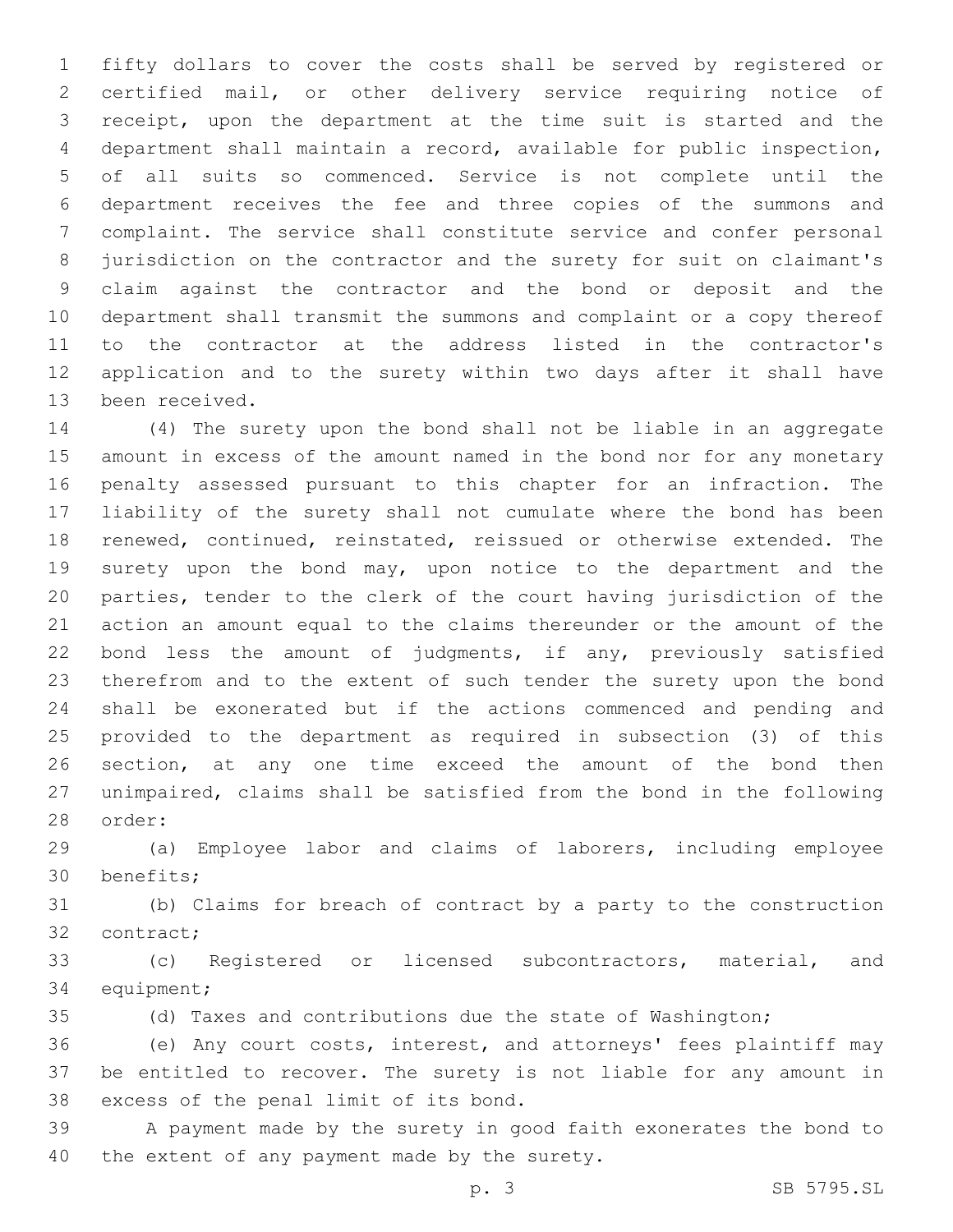fifty dollars to cover the costs shall be served by registered or certified mail, or other delivery service requiring notice of receipt, upon the department at the time suit is started and the department shall maintain a record, available for public inspection, of all suits so commenced. Service is not complete until the department receives the fee and three copies of the summons and complaint. The service shall constitute service and confer personal jurisdiction on the contractor and the surety for suit on claimant's claim against the contractor and the bond or deposit and the department shall transmit the summons and complaint or a copy thereof to the contractor at the address listed in the contractor's application and to the surety within two days after it shall have been received.

(4) The surety upon the bond shall not be liable in an aggregate amount in excess of the amount named in the bond nor for any monetary penalty assessed pursuant to this chapter for an infraction. The liability of the surety shall not cumulate where the bond has been renewed, continued, reinstated, reissued or otherwise extended. The surety upon the bond may, upon notice to the department and the parties, tender to the clerk of the court having jurisdiction of the action an amount equal to the claims thereunder or the amount of the bond less the amount of judgments, if any, previously satisfied therefrom and to the extent of such tender the surety upon the bond shall be exonerated but if the actions commenced and pending and provided to the department as required in subsection (3) of this section, at any one time exceed the amount of the bond then unimpaired, claims shall be satisfied from the bond in the following order:

(a) Employee labor and claims of laborers, including employee benefits;

(b) Claims for breach of contract by a party to the construction contract;

(c) Registered or licensed subcontractors, material, and equipment;

(d) Taxes and contributions due the state of Washington;

(e) Any court costs, interest, and attorneys' fees plaintiff may be entitled to recover. The surety is not liable for any amount in excess of the penal limit of its bond.

A payment made by the surety in good faith exonerates the bond to the extent of any payment made by the surety.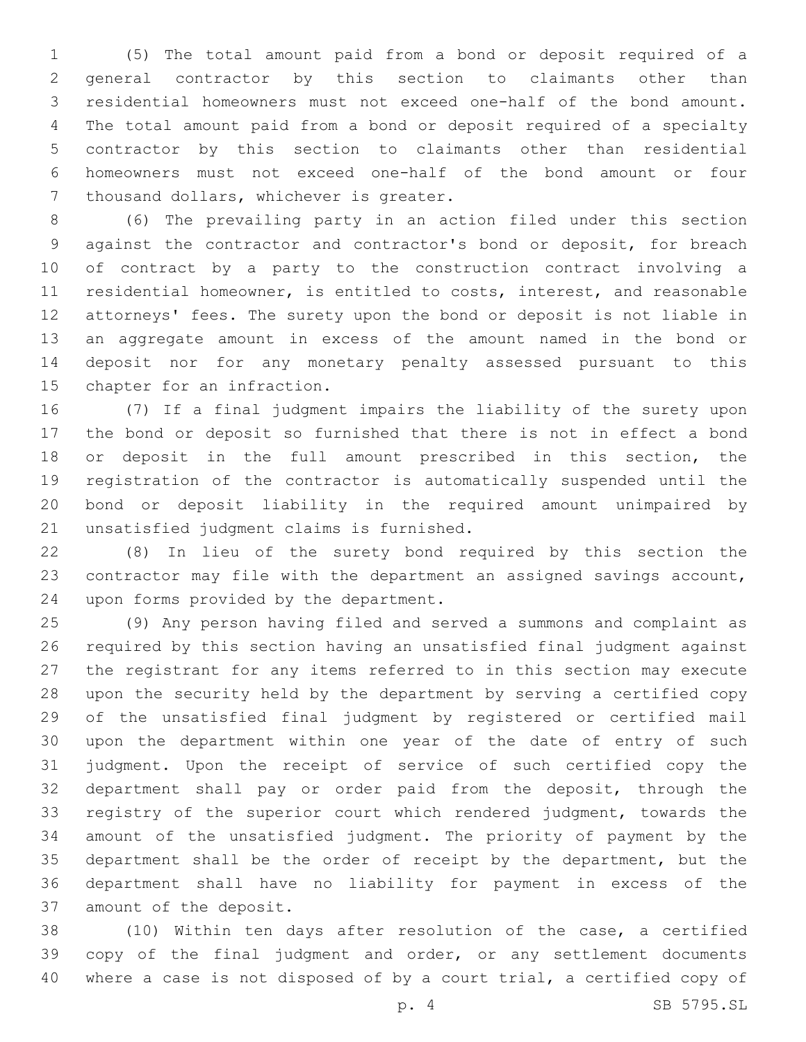(5) The total amount paid from a bond or deposit required of a general contractor by this section to claimants other than residential homeowners must not exceed one-half of the bond amount. The total amount paid from a bond or deposit required of a specialty contractor by this section to claimants other than residential homeowners must not exceed one-half of the bond amount or four thousand dollars, whichever is greater.

(6) The prevailing party in an action filed under this section against the contractor and contractor's bond or deposit, for breach of contract by a party to the construction contract involving a residential homeowner, is entitled to costs, interest, and reasonable attorneys' fees. The surety upon the bond or deposit is not liable in an aggregate amount in excess of the amount named in the bond or deposit nor for any monetary penalty assessed pursuant to this chapter for an infraction.

(7) If a final judgment impairs the liability of the surety upon the bond or deposit so furnished that there is not in effect a bond or deposit in the full amount prescribed in this section, the registration of the contractor is automatically suspended until the bond or deposit liability in the required amount unimpaired by unsatisfied judgment claims is furnished.

(8) In lieu of the surety bond required by this section the contractor may file with the department an assigned savings account, upon forms provided by the department.

(9) Any person having filed and served a summons and complaint as required by this section having an unsatisfied final judgment against the registrant for any items referred to in this section may execute upon the security held by the department by serving a certified copy of the unsatisfied final judgment by registered or certified mail upon the department within one year of the date of entry of such judgment. Upon the receipt of service of such certified copy the department shall pay or order paid from the deposit, through the registry of the superior court which rendered judgment, towards the amount of the unsatisfied judgment. The priority of payment by the department shall be the order of receipt by the department, but the department shall have no liability for payment in excess of the amount of the deposit.

(10) Within ten days after resolution of the case, a certified copy of the final judgment and order, or any settlement documents where a case is not disposed of by a court trial, a certified copy of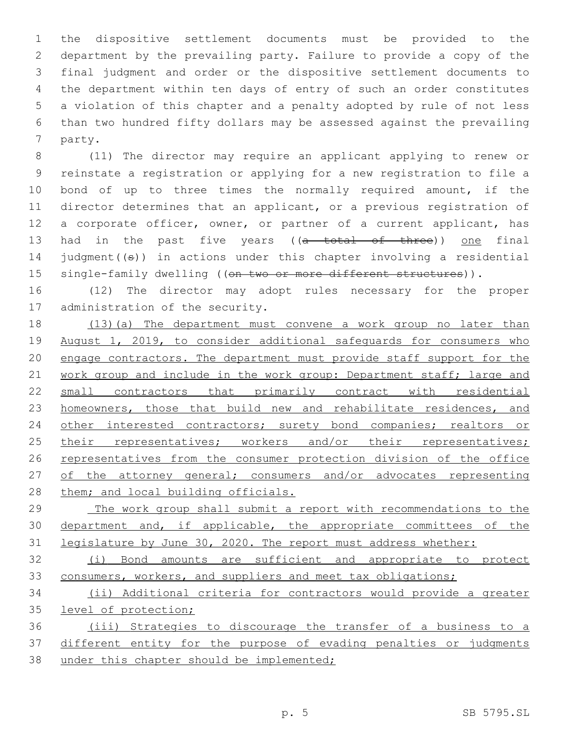the dispositive settlement documents must be provided to the department by the prevailing party. Failure to provide a copy of the final judgment and order or the dispositive settlement documents to the department within ten days of entry of such an order constitutes a violation of this chapter and a penalty adopted by rule of not less than two hundred fifty dollars may be assessed against the prevailing party.

(11) The director may require an applicant applying to renew or reinstate a registration or applying for a new registration to file a bond of up to three times the normally required amount, if the director determines that an applicant, or a previous registration of a corporate officer, owner, or partner of a current applicant, has had in the past five years ((~~a total of three~~)) one final judgment((~~s~~)) in actions under this chapter involving a residential single-family dwelling ((~~on two or more different structures~~)).

(12) The director may adopt rules necessary for the proper administration of the security.

(13)(a) The department must convene a work group no later than August 1, 2019, to consider additional safeguards for consumers who engage contractors. The department must provide staff support for the work group and include in the work group: Department staff; large and small contractors that primarily contract with residential homeowners, those that build new and rehabilitate residences, and other interested contractors; surety bond companies; realtors or their representatives; workers and/or their representatives; representatives from the consumer protection division of the office of the attorney general; consumers and/or advocates representing them; and local building officials.

The work group shall submit a report with recommendations to the department and, if applicable, the appropriate committees of the legislature by June 30, 2020. The report must address whether:

(i) Bond amounts are sufficient and appropriate to protect consumers, workers, and suppliers and meet tax obligations;

(ii) Additional criteria for contractors would provide a greater level of protection;

(iii) Strategies to discourage the transfer of a business to a different entity for the purpose of evading penalties or judgments under this chapter should be implemented;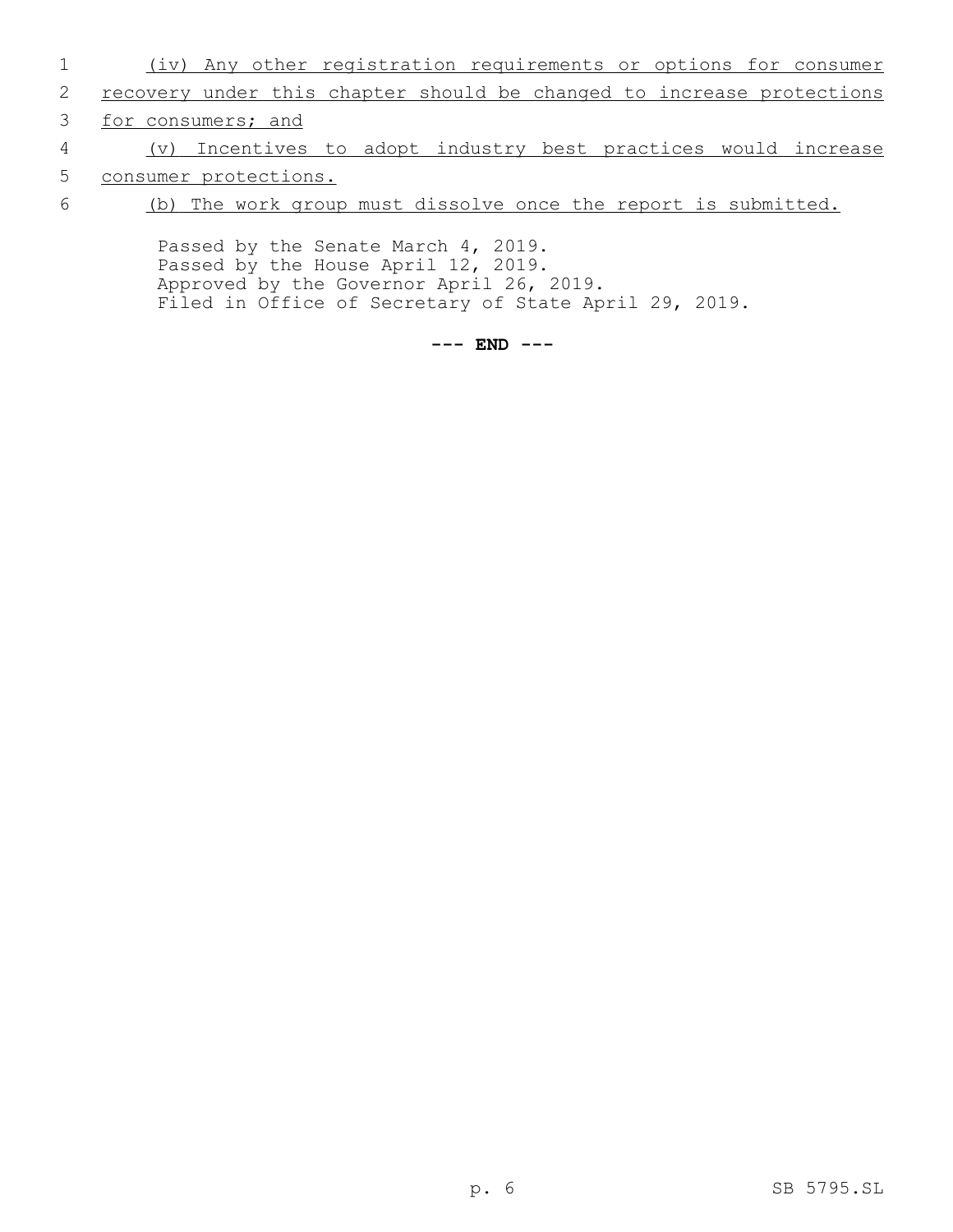(iv) Any other registration requirements or options for consumer recovery under this chapter should be changed to increase protections for consumers; and

(v) Incentives to adopt industry best practices would increase consumer protections.

(b) The work group must dissolve once the report is submitted.

Passed by the Senate March 4, 2019.
Passed by the House April 12, 2019.
Approved by the Governor April 26, 2019.
Filed in Office of Secretary of State April 29, 2019.

**--- END ---**